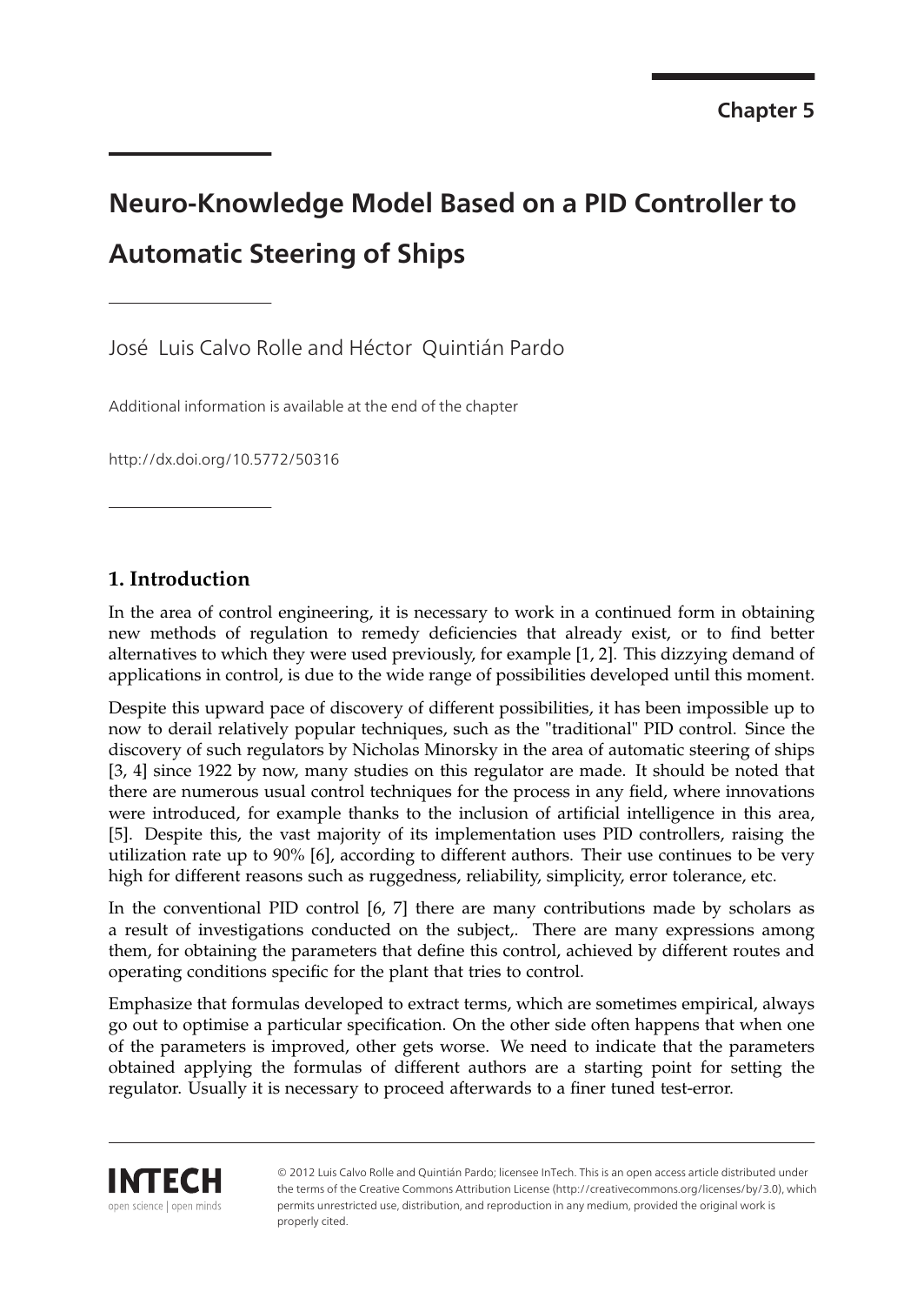Chapter 5

# Neuro-Knowledge Model Based on a PID Controller to Automatic Steering of Ships

José Luis Calvo Rolle and Héctor Quintián Pardo

Additional information is available at the end of the chapter

http://dx.doi.org/10.5772/50316

## 1. Introduction

In the area of control engineering, it is necessary to work in a continued form in obtaining new methods of regulation to remedy deficiencies that already exist, or to find better alternatives to which they were used previously, for example [1, 2]. This dizzying demand of applications in control, is due to the wide range of possibilities developed until this moment.

Despite this upward pace of discovery of different possibilities, it has been impossible up to now to derail relatively popular techniques, such as the "traditional" PID control. Since the discovery of such regulators by Nicholas Minorsky in the area of automatic steering of ships [3, 4] since 1922 by now, many studies on this regulator are made. It should be noted that there are numerous usual control techniques for the process in any field, where innovations were introduced, for example thanks to the inclusion of artificial intelligence in this area, [5]. Despite this, the vast majority of its implementation uses PID controllers, raising the utilization rate up to 90% [6], according to different authors. Their use continues to be very high for different reasons such as ruggedness, reliability, simplicity, error tolerance, etc.

In the conventional PID control [6, 7] there are many contributions made by scholars as a result of investigations conducted on the subject,. There are many expressions among them, for obtaining the parameters that define this control, achieved by different routes and operating conditions specific for the plant that tries to control.

Emphasize that formulas developed to extract terms, which are sometimes empirical, always go out to optimise a particular specification. On the other side often happens that when one of the parameters is improved, other gets worse. We need to indicate that the parameters obtained applying the formulas of different authors are a starting point for setting the regulator. Usually it is necessary to proceed afterwards to a finer tuned test-error.

© 2012 Luis Calvo Rolle and Quintián Pardo; licensee InTech. This is an open access article distributed under the terms of the Creative Commons Attribution License (http://creativecommons.org/licenses/by/3.0), which permits unrestricted use, distribution, and reproduction in any medium, provided the original work is properly cited.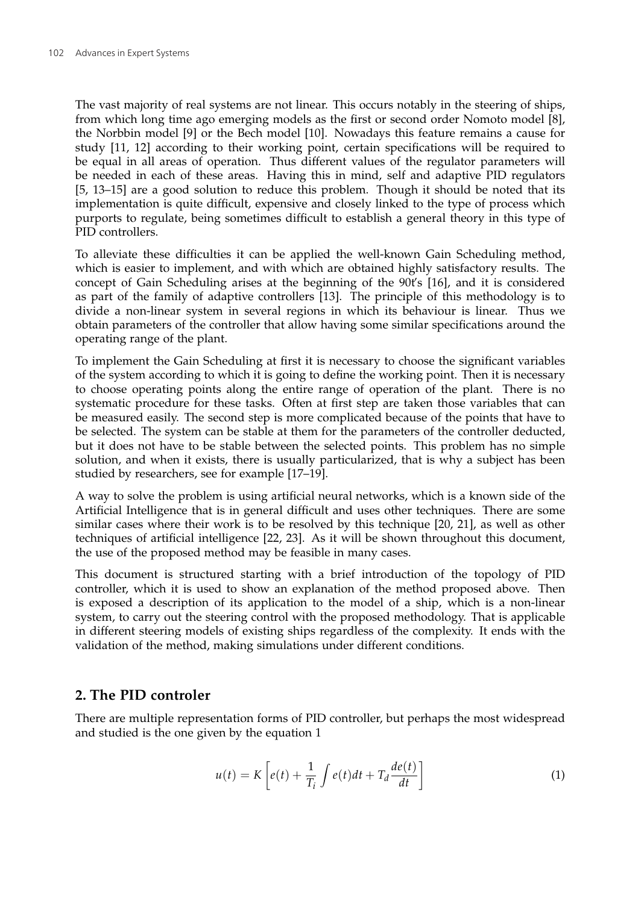The vast majority of real systems are not linear. This occurs notably in the steering of ships, from which long time ago emerging models as the first or second order Nomoto model [8], the Norbbin model [9] or the Bech model [10]. Nowadays this feature remains a cause for study [11, 12] according to their working point, certain specifications will be required to be equal in all areas of operation. Thus different values of the regulator parameters will be needed in each of these areas. Having this in mind, self and adaptive PID regulators [5, 13–15] are a good solution to reduce this problem. Though it should be noted that its implementation is quite difficult, expensive and closely linked to the type of process which purports to regulate, being sometimes difficult to establish a general theory in this type of PID controllers.

To alleviate these difficulties it can be applied the well-known Gain Scheduling method, which is easier to implement, and with which are obtained highly satisfactory results. The concept of Gain Scheduling arises at the beginning of the 90t's [16], and it is considered as part of the family of adaptive controllers [13]. The principle of this methodology is to divide a non-linear system in several regions in which its behaviour is linear. Thus we obtain parameters of the controller that allow having some similar specifications around the operating range of the plant.

To implement the Gain Scheduling at first it is necessary to choose the significant variables of the system according to which it is going to define the working point. Then it is necessary to choose operating points along the entire range of operation of the plant. There is no systematic procedure for these tasks. Often at first step are taken those variables that can be measured easily. The second step is more complicated because of the points that have to be selected. The system can be stable at them for the parameters of the controller deducted, but it does not have to be stable between the selected points. This problem has no simple solution, and when it exists, there is usually particularized, that is why a subject has been studied by researchers, see for example [17–19].

A way to solve the problem is using artificial neural networks, which is a known side of the Artificial Intelligence that is in general difficult and uses other techniques. There are some similar cases where their work is to be resolved by this technique [20, 21], as well as other techniques of artificial intelligence [22, 23]. As it will be shown throughout this document, the use of the proposed method may be feasible in many cases.

This document is structured starting with a brief introduction of the topology of PID controller, which it is used to show an explanation of the method proposed above. Then is exposed a description of its application to the model of a ship, which is a non-linear system, to carry out the steering control with the proposed methodology. That is applicable in different steering models of existing ships regardless of the complexity. It ends with the validation of the method, making simulations under different conditions.

## 2. The PID controler

There are multiple representation forms of PID controller, but perhaps the most widespread and studied is the one given by the equation 1

$$u(t) = K\left[e(t) + \frac{1}{T_i}\int e(t)dt + T_d\frac{de(t)}{dt}\right] \quad (1)$$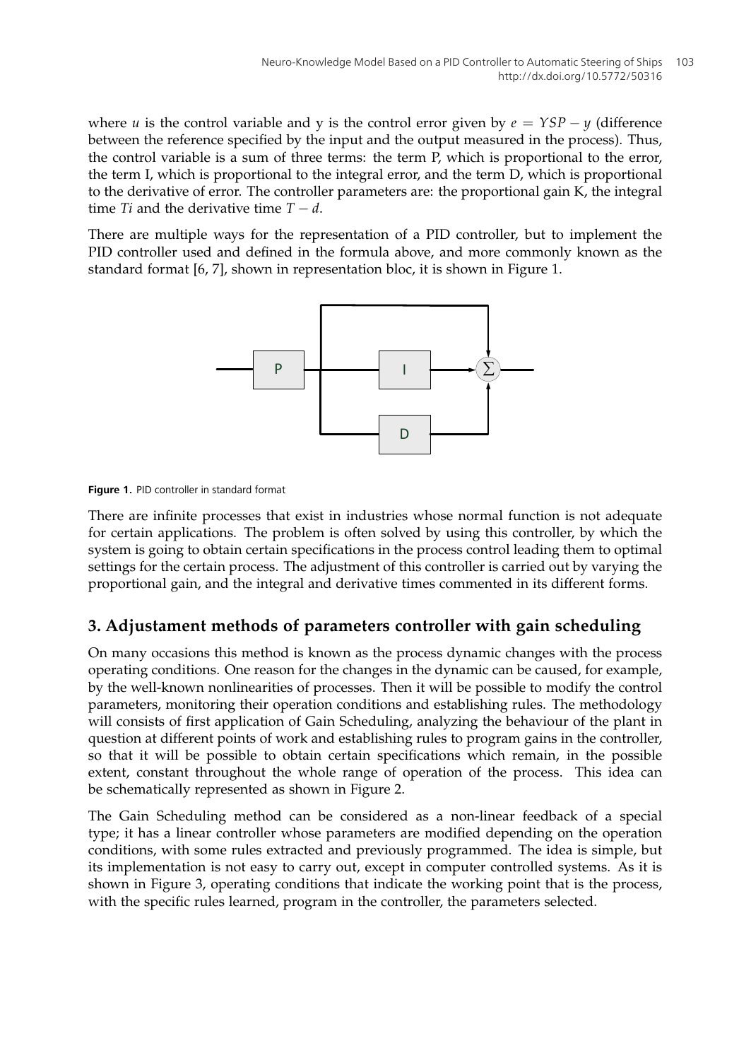where $u$ is the control variable and y is the control error given by $e = YSP - y$ (difference between the reference specified by the input and the output measured in the process). Thus, the control variable is a sum of three terms: the term P, which is proportional to the error, the term I, which is proportional to the integral error, and the term D, which is proportional to the derivative of error. The controller parameters are: the proportional gain K, the integral time $Ti$ and the derivative time $T - d$.

There are multiple ways for the representation of a PID controller, but to implement the PID controller used and defined in the formula above, and more commonly known as the standard format [6, 7], shown in representation bloc, it is shown in Figure 1.

P

I

D

$\Sigma$

**Figure 1.** PID controller in standard format

There are infinite processes that exist in industries whose normal function is not adequate for certain applications. The problem is often solved by using this controller, by which the system is going to obtain certain specifications in the process control leading them to optimal settings for the certain process. The adjustment of this controller is carried out by varying the proportional gain, and the integral and derivative times commented in its different forms.

## 3. Adjustament methods of parameters controller with gain scheduling

On many occasions this method is known as the process dynamic changes with the process operating conditions. One reason for the changes in the dynamic can be caused, for example, by the well-known nonlinearities of processes. Then it will be possible to modify the control parameters, monitoring their operation conditions and establishing rules. The methodology will consists of first application of Gain Scheduling, analyzing the behaviour of the plant in question at different points of work and establishing rules to program gains in the controller, so that it will be possible to obtain certain specifications which remain, in the possible extent, constant throughout the whole range of operation of the process. This idea can be schematically represented as shown in Figure 2.

The Gain Scheduling method can be considered as a non-linear feedback of a special type; it has a linear controller whose parameters are modified depending on the operation conditions, with some rules extracted and previously programmed. The idea is simple, but its implementation is not easy to carry out, except in computer controlled systems. As it is shown in Figure 3, operating conditions that indicate the working point that is the process, with the specific rules learned, program in the controller, the parameters selected.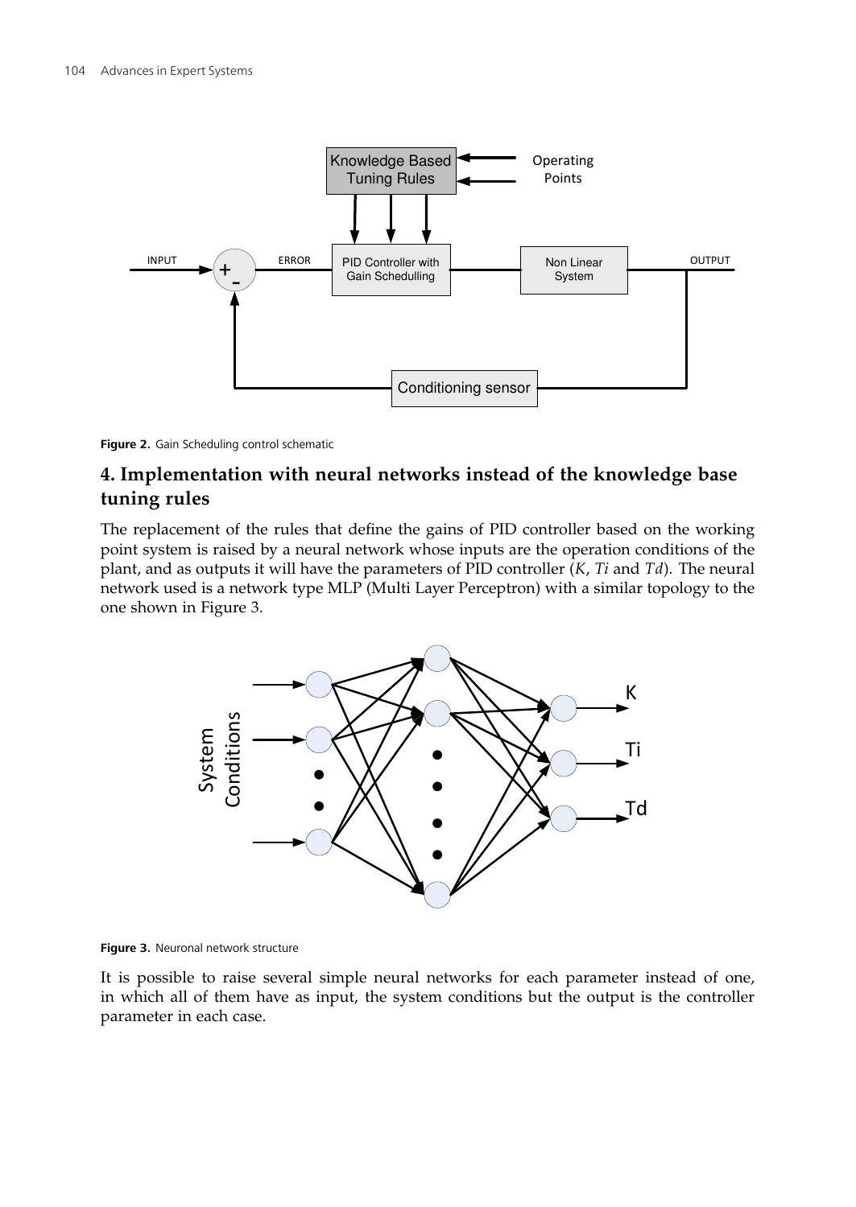Figure 2. Gain Scheduling control schematic

## 4. Implementation with neural networks instead of the knowledge base tuning rules

The replacement of the rules that define the gains of PID controller based on the working point system is raised by a neural network whose inputs are the operation conditions of the plant, and as outputs it will have the parameters of PID controller ($K$, $Ti$ and $Td$). The neural network used is a network type MLP (Multi Layer Perceptron) with a similar topology to the one shown in Figure 3.

Figure 3. Neuronal network structure

It is possible to raise several simple neural networks for each parameter instead of one, in which all of them have as input, the system conditions but the output is the controller parameter in each case.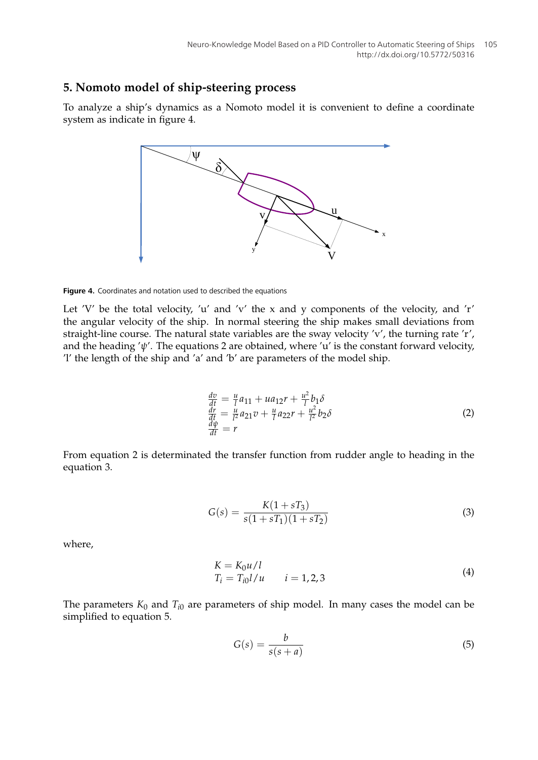## 5. Nomoto model of ship-steering process

To analyze a ship's dynamics as a Nomoto model it is convenient to define a coordinate system as indicate in figure 4.

**Figure 4.** Coordinates and notation used to described the equations

Let 'V' be the total velocity, 'u' and 'v' the x and y components of the velocity, and 'r' the angular velocity of the ship. In normal steering the ship makes small deviations from straight-line course. The natural state variables are the sway velocity 'v', the turning rate 'r', and the heading '$\psi$'. The equations 2 are obtained, where 'u' is the constant forward velocity, 'l' the length of the ship and 'a' and 'b' are parameters of the model ship.

$$
\begin{aligned}
\frac{dv}{dt} &= \frac{u}{l}a_{11} + ua_{12}r + \frac{u^2}{l}b_1\delta \\
\frac{dr}{dt} &= \frac{u}{l^2}a_{21}v + \frac{u}{l}a_{22}r + \frac{u^2}{l^2}b_2\delta \\
\frac{d\psi}{dt} &= r
\end{aligned}
\tag{2}
$$

From equation 2 is determinated the transfer function from rudder angle to heading in the equation 3.

$$
G(s) = \frac{K(1 + sT_3)}{s(1 + sT_1)(1 + sT_2)} \tag{3}
$$

where,

$$
\begin{aligned}
K &= K_0 u / l \\
T_i &= T_{i0} l / u \qquad i = 1, 2, 3
\end{aligned}
\tag{4}
$$

The parameters $K_0$ and $T_{i0}$ are parameters of ship model. In many cases the model can be simplified to equation 5.

$$
G(s) = \frac{b}{s(s + a)} \tag{5}
$$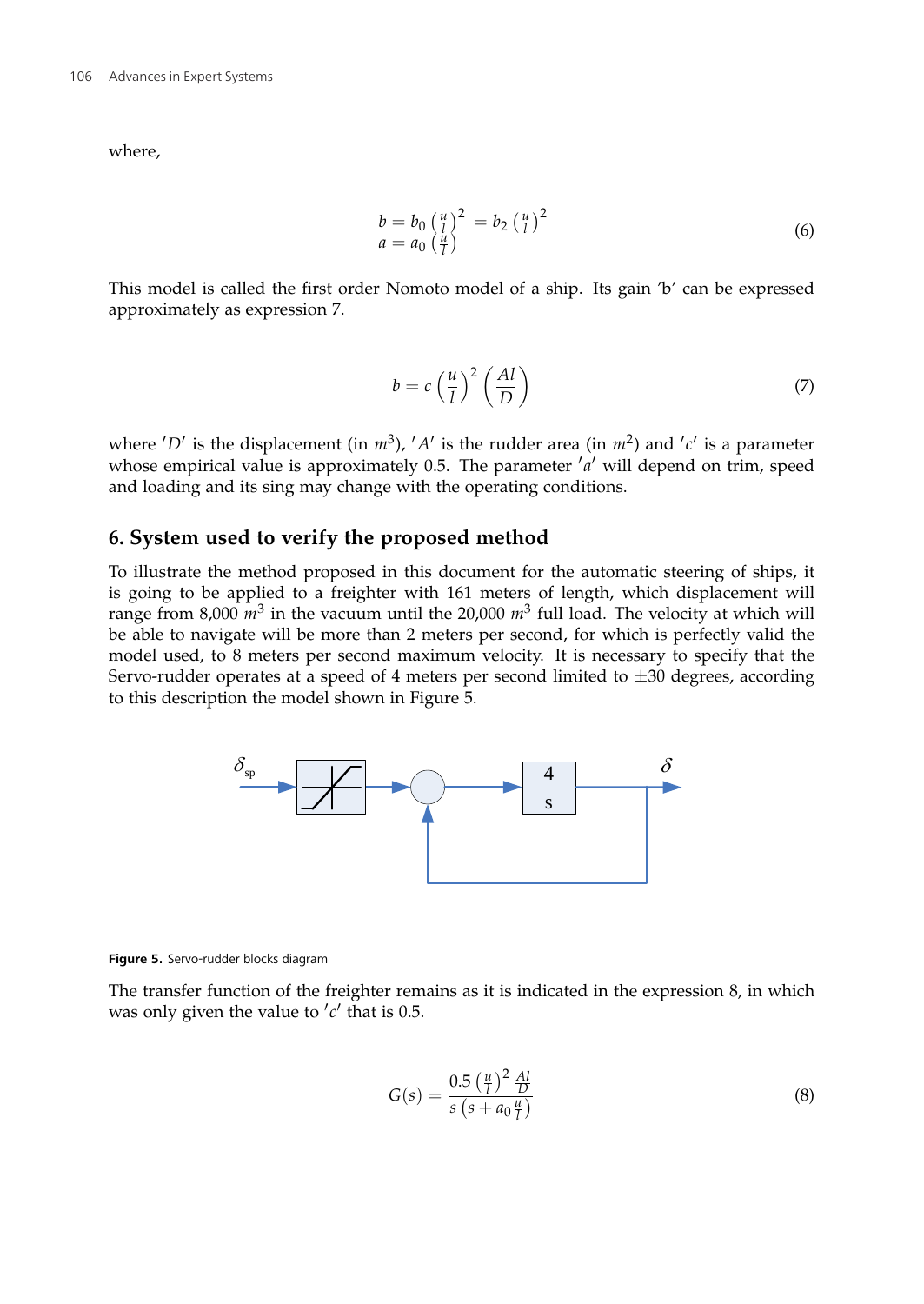where,

$$
\begin{array}{l}
b = b_0 \left(\frac{u}{l}\right)^2 = b_2 \left(\frac{u}{l}\right)^2 \\
a = a_0 \left(\frac{u}{l}\right)
\end{array}
\tag{6}
$$

This model is called the first order Nomoto model of a ship. Its gain 'b' can be expressed approximately as expression 7.

$$
b = c \left(\frac{u}{l}\right)^2 \left(\frac{Al}{D}\right)
\tag{7}
$$

where $'D'$ is the displacement (in $m^3$), $'A'$ is the rudder area (in $m^2$) and $'c'$ is a parameter whose empirical value is approximately 0.5. The parameter $'a'$ will depend on trim, speed and loading and its sing may change with the operating conditions.

## 6. System used to verify the proposed method

To illustrate the method proposed in this document for the automatic steering of ships, it is going to be applied to a freighter with 161 meters of length, which displacement will range from 8,000 $m^3$ in the vacuum until the 20,000 $m^3$ full load. The velocity at which will be able to navigate will be more than 2 meters per second, for which is perfectly valid the model used, to 8 meters per second maximum velocity. It is necessary to specify that the Servo-rudder operates at a speed of 4 meters per second limited to $\pm 30$ degrees, according to this description the model shown in Figure 5.

**Figure 5.** Servo-rudder blocks diagram

The transfer function of the freighter remains as it is indicated in the expression 8, in which was only given the value to $'c'$ that is 0.5.

$$
G(s) = \frac{0.5 \left(\frac{u}{l}\right)^2 \frac{Al}{D}}{s \left(s + a_0 \frac{u}{l}\right)}
\tag{8}
$$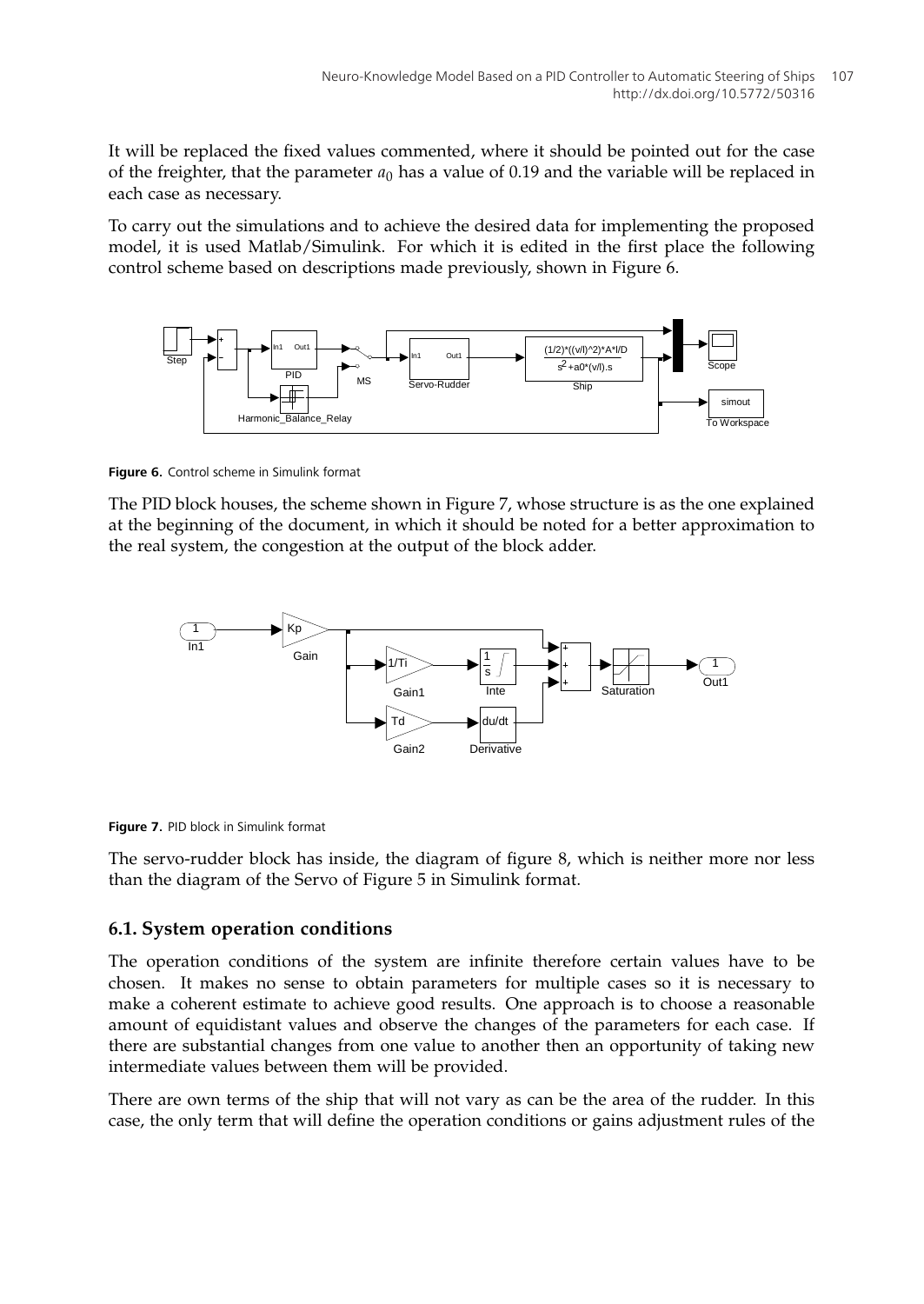It will be replaced the fixed values commented, where it should be pointed out for the case of the freighter, that the parameter $a_0$ has a value of 0.19 and the variable will be replaced in each case as necessary.

To carry out the simulations and to achieve the desired data for implementing the proposed model, it is used Matlab/Simulink. For which it is edited in the first place the following control scheme based on descriptions made previously, shown in Figure 6.

**Figure 6.** Control scheme in Simulink format

The PID block houses, the scheme shown in Figure 7, whose structure is as the one explained at the beginning of the document, in which it should be noted for a better approximation to the real system, the congestion at the output of the block adder.

**Figure 7.** PID block in Simulink format

The servo-rudder block has inside, the diagram of figure 8, which is neither more nor less than the diagram of the Servo of Figure 5 in Simulink format.

### 6.1. System operation conditions

The operation conditions of the system are infinite therefore certain values have to be chosen. It makes no sense to obtain parameters for multiple cases so it is necessary to make a coherent estimate to achieve good results. One approach is to choose a reasonable amount of equidistant values and observe the changes of the parameters for each case. If there are substantial changes from one value to another then an opportunity of taking new intermediate values between them will be provided.

There are own terms of the ship that will not vary as can be the area of the rudder. In this case, the only term that will define the operation conditions or gains adjustment rules of the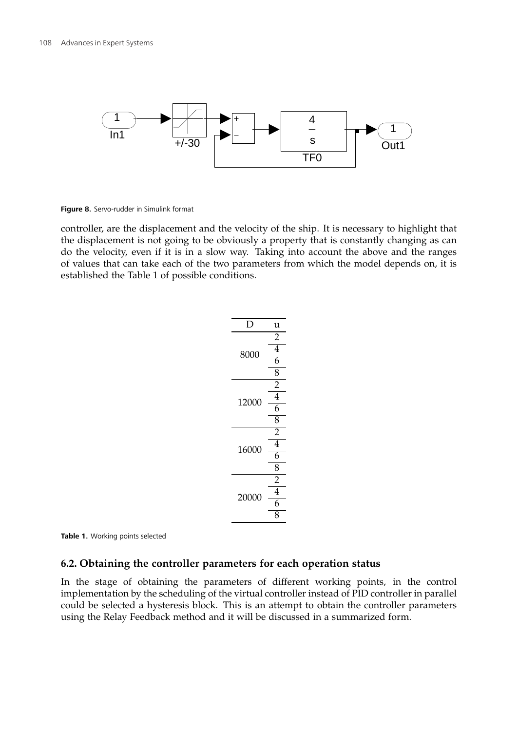**Figure 8.** Servo-rudder in Simulink format

controller, are the displacement and the velocity of the ship. It is necessary to highlight that the displacement is not going to be obviously a property that is constantly changing as can do the velocity, even if it is in a slow way. Taking into account the above and the ranges of values that can take each of the two parameters from which the model depends on, it is established the Table 1 of possible conditions.

| D | u |
|---|---|
| 8000 | 2 |
| | 4 |
| | 6 |
| | 8 |
| 12000 | 2 |
| | 4 |
| | 6 |
| | 8 |
| 16000 | 2 |
| | 4 |
| | 6 |
| | 8 |
| 20000 | 2 |
| | 4 |
| | 6 |
| | 8 |

**Table 1.** Working points selected

### 6.2. Obtaining the controller parameters for each operation status

In the stage of obtaining the parameters of different working points, in the control implementation by the scheduling of the virtual controller instead of PID controller in parallel could be selected a hysteresis block. This is an attempt to obtain the controller parameters using the Relay Feedback method and it will be discussed in a summarized form.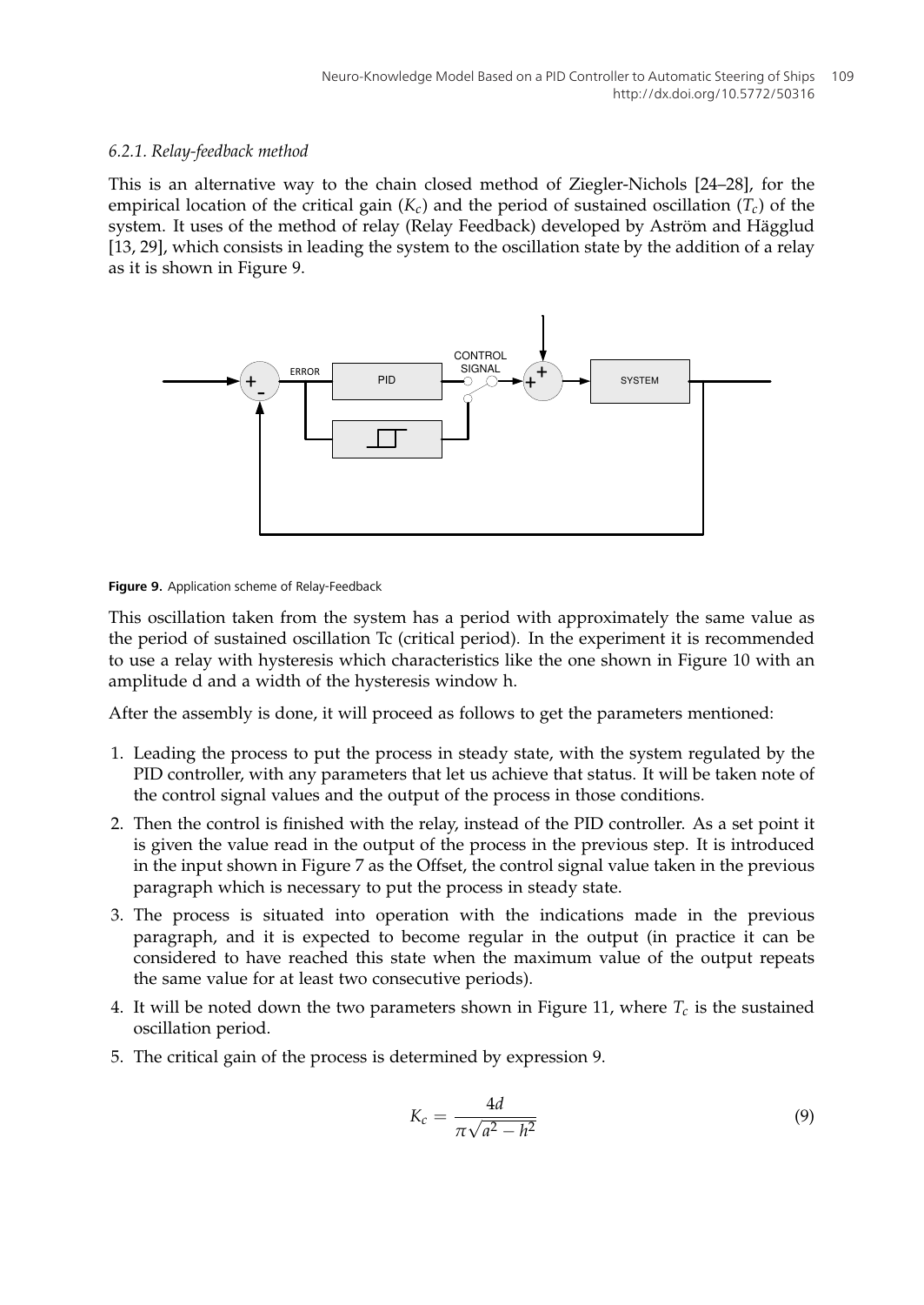### 6.2.1. Relay-feedback method

This is an alternative way to the chain closed method of Ziegler-Nichols [24–28], for the empirical location of the critical gain ($K_c$) and the period of sustained oscillation ($T_c$) of the system. It uses of the method of relay (Relay Feedback) developed by Aström and Hägglud [13, 29], which consists in leading the system to the oscillation state by the addition of a relay as it is shown in Figure 9.

**Figure 9.** Application scheme of Relay-Feedback

This oscillation taken from the system has a period with approximately the same value as the period of sustained oscillation Tc (critical period). In the experiment it is recommended to use a relay with hysteresis which characteristics like the one shown in Figure 10 with an amplitude d and a width of the hysteresis window h.

After the assembly is done, it will proceed as follows to get the parameters mentioned:

1. Leading the process to put the process in steady state, with the system regulated by the PID controller, with any parameters that let us achieve that status. It will be taken note of the control signal values and the output of the process in those conditions.
2. Then the control is finished with the relay, instead of the PID controller. As a set point it is given the value read in the output of the process in the previous step. It is introduced in the input shown in Figure 7 as the Offset, the control signal value taken in the previous paragraph which is necessary to put the process in steady state.
3. The process is situated into operation with the indications made in the previous paragraph, and it is expected to become regular in the output (in practice it can be considered to have reached this state when the maximum value of the output repeats the same value for at least two consecutive periods).
4. It will be noted down the two parameters shown in Figure 11, where $T_c$ is the sustained oscillation period.
5. The critical gain of the process is determined by expression 9.

$$K_c = \frac{4d}{\pi\sqrt{a^2 - h^2}} \tag{9}$$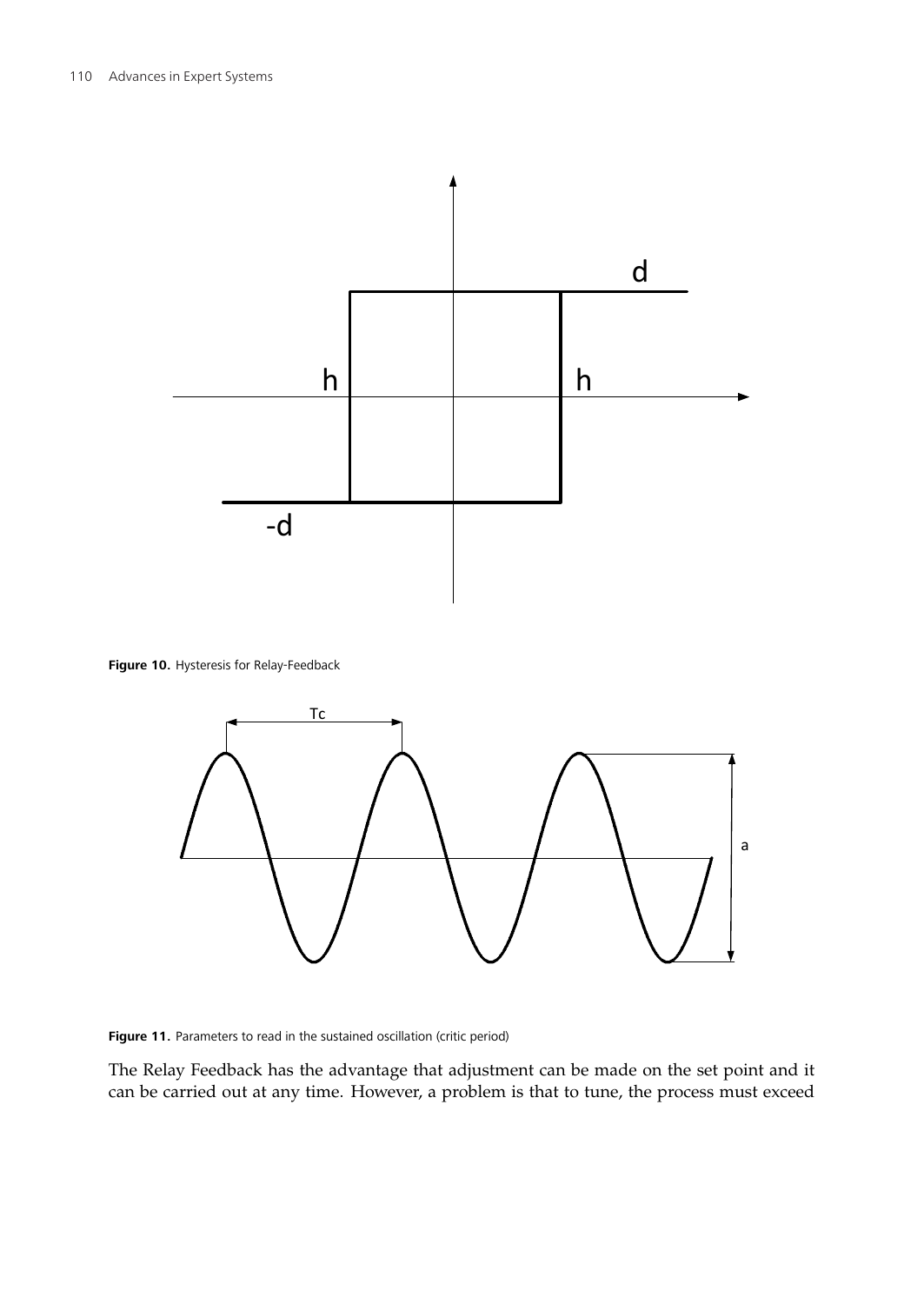**Figure 10.** Hysteresis for Relay-Feedback

**Figure 11.** Parameters to read in the sustained oscillation (critic period)

The Relay Feedback has the advantage that adjustment can be made on the set point and it can be carried out at any time. However, a problem is that to tune, the process must exceed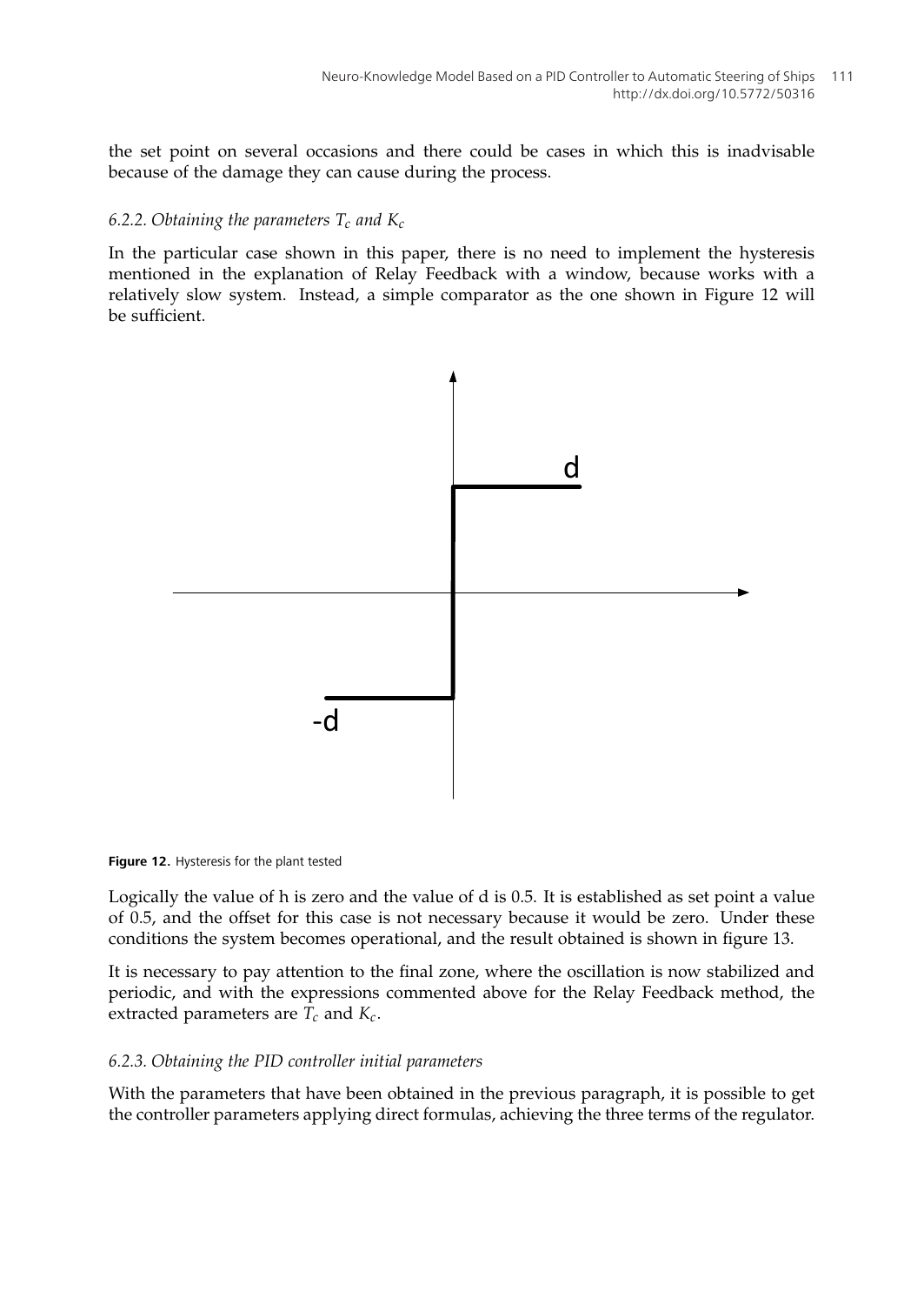the set point on several occasions and there could be cases in which this is inadvisable because of the damage they can cause during the process.

### *6.2.2. Obtaining the parameters $T_c$ and $K_c$*

In the particular case shown in this paper, there is no need to implement the hysteresis mentioned in the explanation of Relay Feedback with a window, because works with a relatively slow system. Instead, a simple comparator as the one shown in Figure 12 will be sufficient.

**Figure 12.** Hysteresis for the plant tested

Logically the value of h is zero and the value of d is 0.5. It is established as set point a value of 0.5, and the offset for this case is not necessary because it would be zero. Under these conditions the system becomes operational, and the result obtained is shown in figure 13.

It is necessary to pay attention to the final zone, where the oscillation is now stabilized and periodic, and with the expressions commented above for the Relay Feedback method, the extracted parameters are $T_c$ and $K_c$.

### *6.2.3. Obtaining the PID controller initial parameters*

With the parameters that have been obtained in the previous paragraph, it is possible to get the controller parameters applying direct formulas, achieving the three terms of the regulator.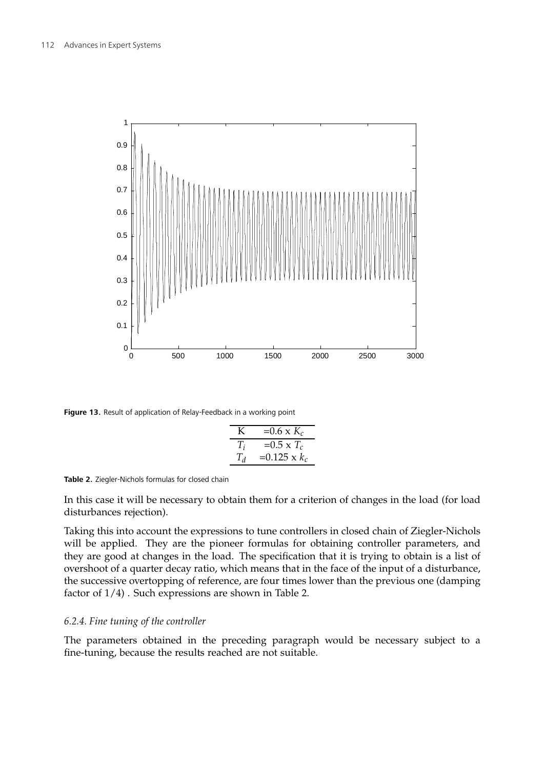**Figure 13.** Result of application of Relay-Feedback in a working point

| K | $=0.6 \text{ x } K_c$ |
|---|---|
| $T_i$ | $=0.5 \text{ x } T_c$ |
| $T_d$ | $=0.125 \text{ x } k_c$ |

**Table 2.** Ziegler-Nichols formulas for closed chain

In this case it will be necessary to obtain them for a criterion of changes in the load (for load disturbances rejection).

Taking this into account the expressions to tune controllers in closed chain of Ziegler-Nichols will be applied. They are the pioneer formulas for obtaining controller parameters, and they are good at changes in the load. The specification that it is trying to obtain is a list of overshoot of a quarter decay ratio, which means that in the face of the input of a disturbance, the successive overtopping of reference, are four times lower than the previous one (damping factor of 1/4) . Such expressions are shown in Table 2.

### *6.2.4. Fine tuning of the controller*

The parameters obtained in the preceding paragraph would be necessary subject to a fine-tuning, because the results reached are not suitable.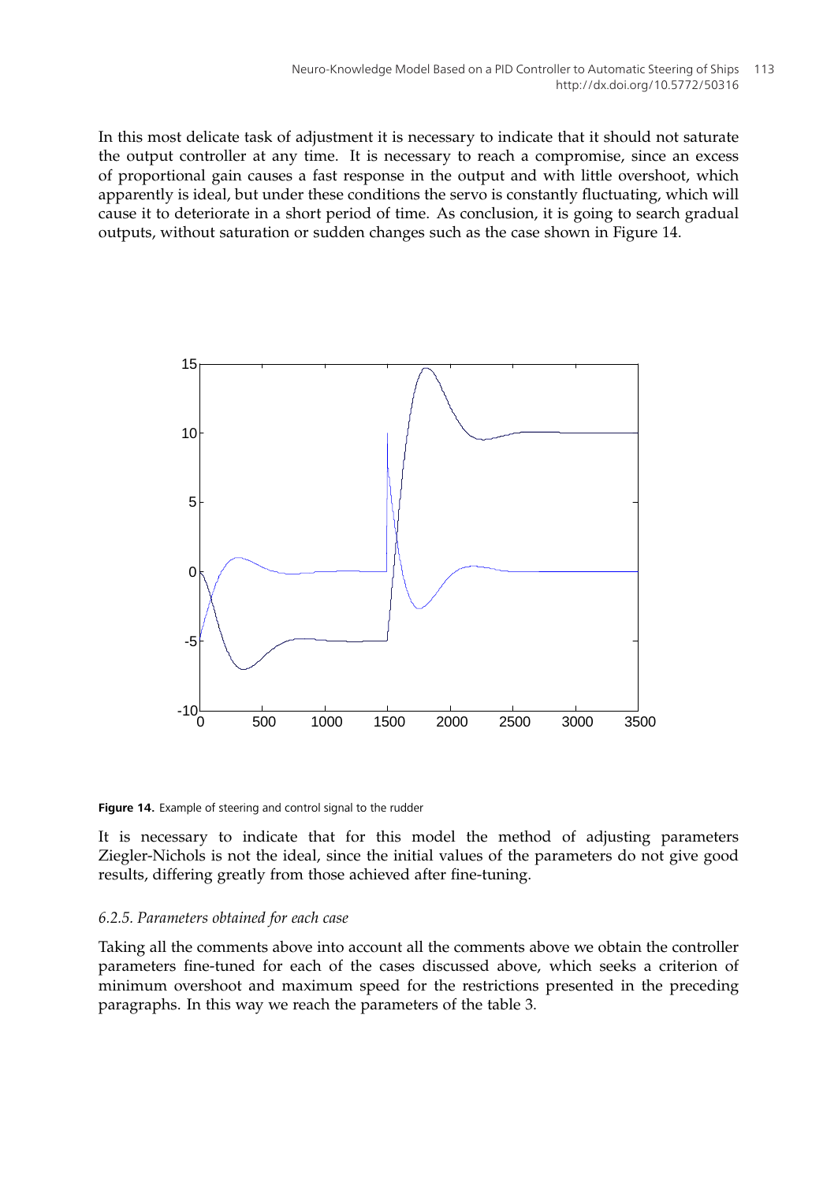In this most delicate task of adjustment it is necessary to indicate that it should not saturate the output controller at any time. It is necessary to reach a compromise, since an excess of proportional gain causes a fast response in the output and with little overshoot, which apparently is ideal, but under these conditions the servo is constantly fluctuating, which will cause it to deteriorate in a short period of time. As conclusion, it is going to search gradual outputs, without saturation or sudden changes such as the case shown in Figure 14.

**Figure 14.** Example of steering and control signal to the rudder

It is necessary to indicate that for this model the method of adjusting parameters Ziegler-Nichols is not the ideal, since the initial values of the parameters do not give good results, differing greatly from those achieved after fine-tuning.

### *6.2.5. Parameters obtained for each case*

Taking all the comments above into account all the comments above we obtain the controller parameters fine-tuned for each of the cases discussed above, which seeks a criterion of minimum overshoot and maximum speed for the restrictions presented in the preceding paragraphs. In this way we reach the parameters of the table 3.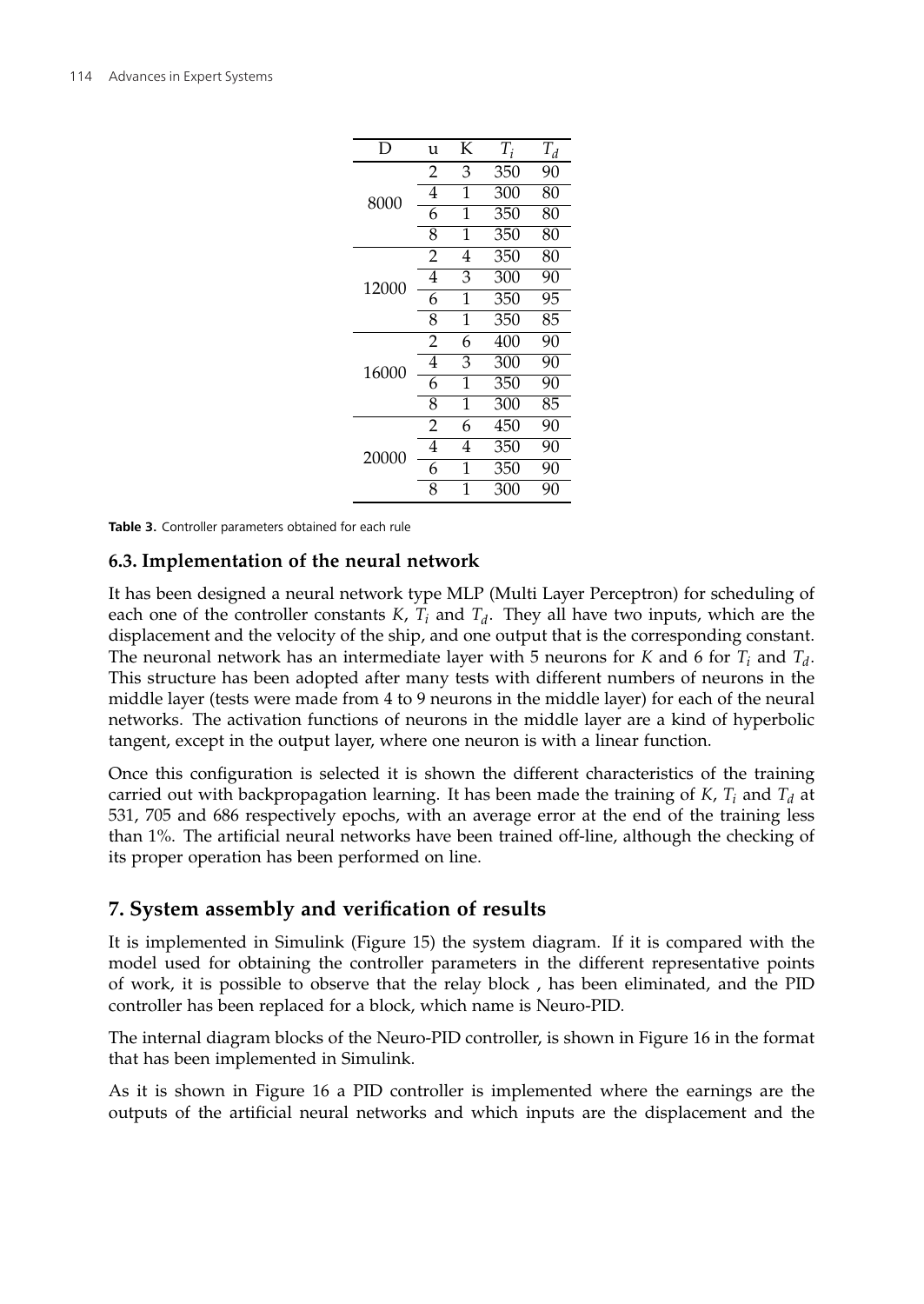| D | u | K | $T_i$ | $T_d$ |
|---|---|---|---|---|
| 8000 | 2 | 3 | 350 | 90 |
| | 4 | 1 | 300 | 80 |
| | 6 | 1 | 350 | 80 |
| | 8 | 1 | 350 | 80 |
| 12000 | 2 | 4 | 350 | 80 |
| | 4 | 3 | 300 | 90 |
| | 6 | 1 | 350 | 95 |
| | 8 | 1 | 350 | 85 |
| 16000 | 2 | 6 | 400 | 90 |
| | 4 | 3 | 300 | 90 |
| | 6 | 1 | 350 | 90 |
| | 8 | 1 | 300 | 85 |
| 20000 | 2 | 6 | 450 | 90 |
| | 4 | 4 | 350 | 90 |
| | 6 | 1 | 350 | 90 |
| | 8 | 1 | 300 | 90 |

**Table 3.** Controller parameters obtained for each rule

### 6.3. Implementation of the neural network

It has been designed a neural network type MLP (Multi Layer Perceptron) for scheduling of each one of the controller constants $K$, $T_i$ and $T_d$. They all have two inputs, which are the displacement and the velocity of the ship, and one output that is the corresponding constant. The neuronal network has an intermediate layer with 5 neurons for $K$ and 6 for $T_i$ and $T_d$. This structure has been adopted after many tests with different numbers of neurons in the middle layer (tests were made from 4 to 9 neurons in the middle layer) for each of the neural networks. The activation functions of neurons in the middle layer are a kind of hyperbolic tangent, except in the output layer, where one neuron is with a linear function.

Once this configuration is selected it is shown the different characteristics of the training carried out with backpropagation learning. It has been made the training of $K$, $T_i$ and $T_d$ at 531, 705 and 686 respectively epochs, with an average error at the end of the training less than 1%. The artificial neural networks have been trained off-line, although the checking of its proper operation has been performed on line.

## 7. System assembly and verification of results

It is implemented in Simulink (Figure 15) the system diagram. If it is compared with the model used for obtaining the controller parameters in the different representative points of work, it is possible to observe that the relay block , has been eliminated, and the PID controller has been replaced for a block, which name is Neuro-PID.

The internal diagram blocks of the Neuro-PID controller, is shown in Figure 16 in the format that has been implemented in Simulink.

As it is shown in Figure 16 a PID controller is implemented where the earnings are the outputs of the artificial neural networks and which inputs are the displacement and the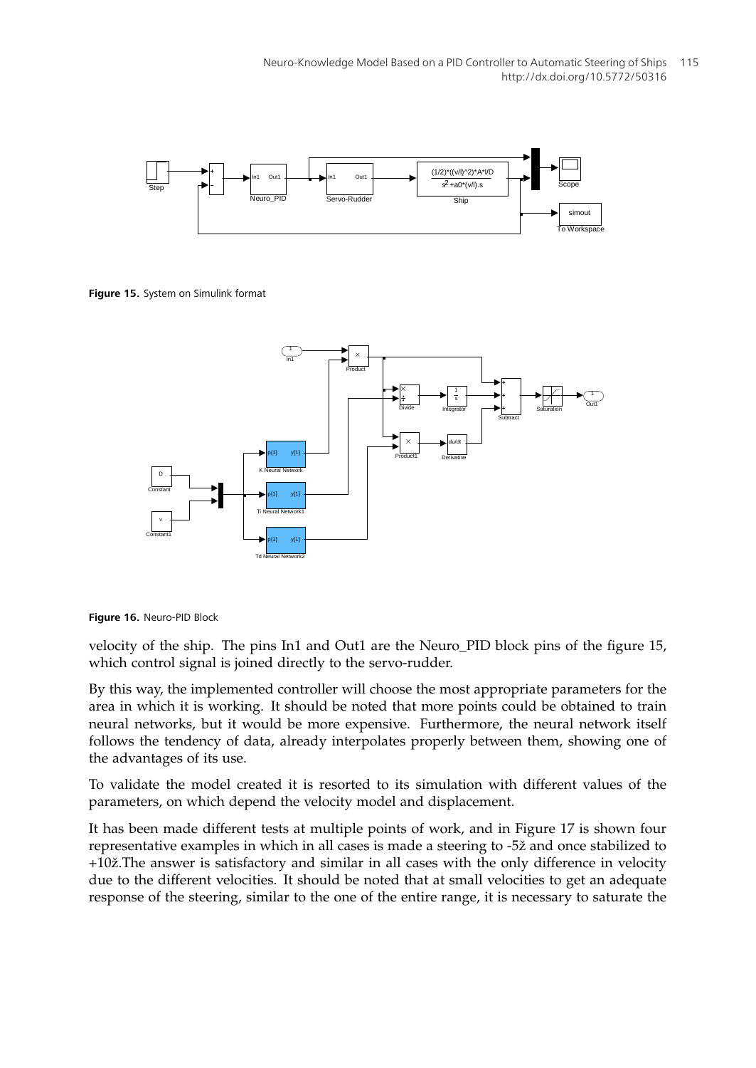**Figure 15.** System on Simulink format

**Figure 16.** Neuro-PID Block

velocity of the ship. The pins In1 and Out1 are the Neuro_PID block pins of the figure 15, which control signal is joined directly to the servo-rudder.

By this way, the implemented controller will choose the most appropriate parameters for the area in which it is working. It should be noted that more points could be obtained to train neural networks, but it would be more expensive. Furthermore, the neural network itself follows the tendency of data, already interpolates properly between them, showing one of the advantages of its use.

To validate the model created it is resorted to its simulation with different values of the parameters, on which depend the velocity model and displacement.

It has been made different tests at multiple points of work, and in Figure 17 is shown four representative examples in which in all cases is made a steering to -5ž and once stabilized to +10ž.The answer is satisfactory and similar in all cases with the only difference in velocity due to the different velocities. It should be noted that at small velocities to get an adequate response of the steering, similar to the one of the entire range, it is necessary to saturate the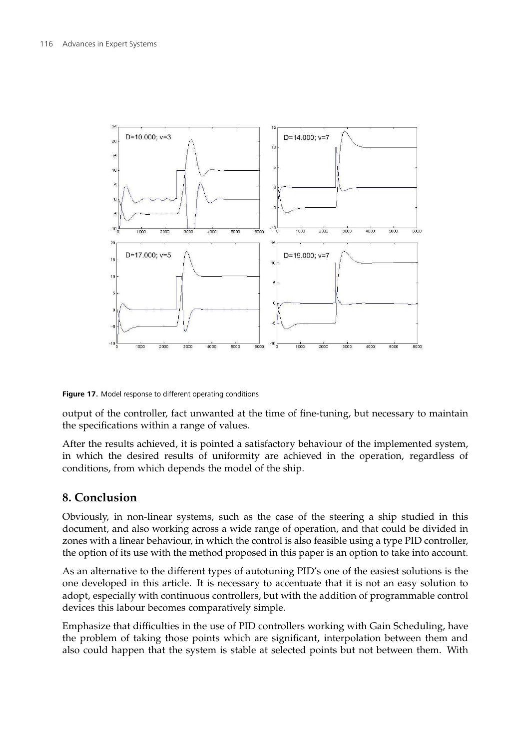Figure 17. Model response to different operating conditions

output of the controller, fact unwanted at the time of fine-tuning, but necessary to maintain the specifications within a range of values.

After the results achieved, it is pointed a satisfactory behaviour of the implemented system, in which the desired results of uniformity are achieved in the operation, regardless of conditions, from which depends the model of the ship.

## 8. Conclusion

Obviously, in non-linear systems, such as the case of the steering a ship studied in this document, and also working across a wide range of operation, and that could be divided in zones with a linear behaviour, in which the control is also feasible using a type PID controller, the option of its use with the method proposed in this paper is an option to take into account.

As an alternative to the different types of autotuning PID's one of the easiest solutions is the one developed in this article. It is necessary to accentuate that it is not an easy solution to adopt, especially with continuous controllers, but with the addition of programmable control devices this labour becomes comparatively simple.

Emphasize that difficulties in the use of PID controllers working with Gain Scheduling, have the problem of taking those points which are significant, interpolation between them and also could happen that the system is stable at selected points but not between them. With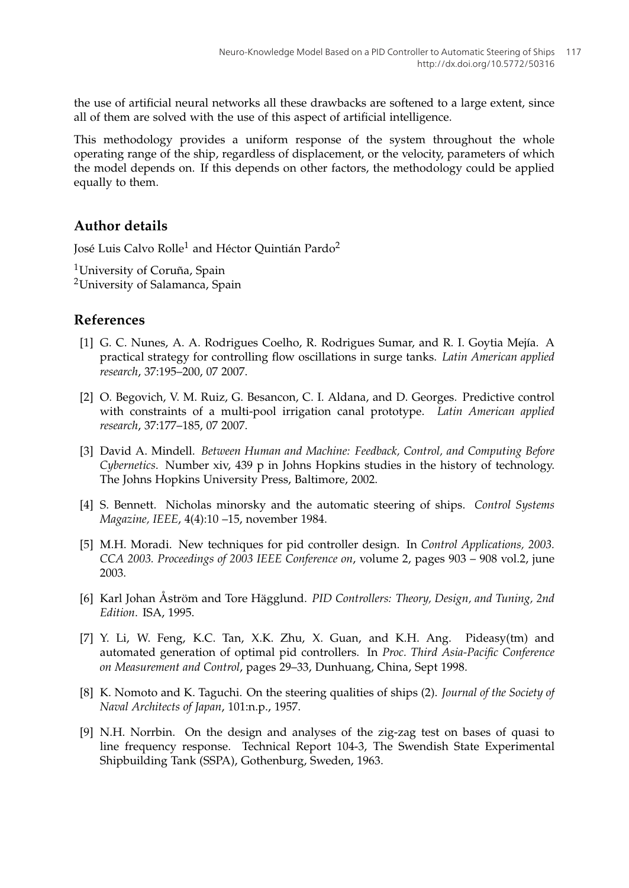the use of artificial neural networks all these drawbacks are softened to a large extent, since all of them are solved with the use of this aspect of artificial intelligence.

This methodology provides a uniform response of the system throughout the whole operating range of the ship, regardless of displacement, or the velocity, parameters of which the model depends on. If this depends on other factors, the methodology could be applied equally to them.

## Author details

José Luis Calvo Rolle[1] and Héctor Quintián Pardo[2]

[1]University of Coruña, Spain
[2]University of Salamanca, Spain

## References

[1] G. C. Nunes, A. A. Rodrigues Coelho, R. Rodrigues Sumar, and R. I. Goytia Mejía. A practical strategy for controlling flow oscillations in surge tanks. *Latin American applied research*, 37:195–200, 07 2007.

[2] O. Begovich, V. M. Ruiz, G. Besancon, C. I. Aldana, and D. Georges. Predictive control with constraints of a multi-pool irrigation canal prototype. *Latin American applied research*, 37:177–185, 07 2007.

[3] David A. Mindell. *Between Human and Machine: Feedback, Control, and Computing Before Cybernetics*. Number xiv, 439 p in Johns Hopkins studies in the history of technology. The Johns Hopkins University Press, Baltimore, 2002.

[4] S. Bennett. Nicholas minorsky and the automatic steering of ships. *Control Systems Magazine, IEEE*, 4(4):10 –15, november 1984.

[5] M.H. Moradi. New techniques for pid controller design. In *Control Applications, 2003. CCA 2003. Proceedings of 2003 IEEE Conference on*, volume 2, pages 903 – 908 vol.2, june 2003.

[6] Karl Johan Åström and Tore Hägglund. *PID Controllers: Theory, Design, and Tuning, 2nd Edition*. ISA, 1995.

[7] Y. Li, W. Feng, K.C. Tan, X.K. Zhu, X. Guan, and K.H. Ang. Pideasy(tm) and automated generation of optimal pid controllers. In *Proc. Third Asia-Pacific Conference on Measurement and Control*, pages 29–33, Dunhuang, China, Sept 1998.

[8] K. Nomoto and K. Taguchi. On the steering qualities of ships (2). *Journal of the Society of Naval Architects of Japan*, 101:n.p., 1957.

[9] N.H. Norrbin. On the design and analyses of the zig-zag test on bases of quasi to line frequency response. Technical Report 104-3, The Swendish State Experimental Shipbuilding Tank (SSPA), Gothenburg, Sweden, 1963.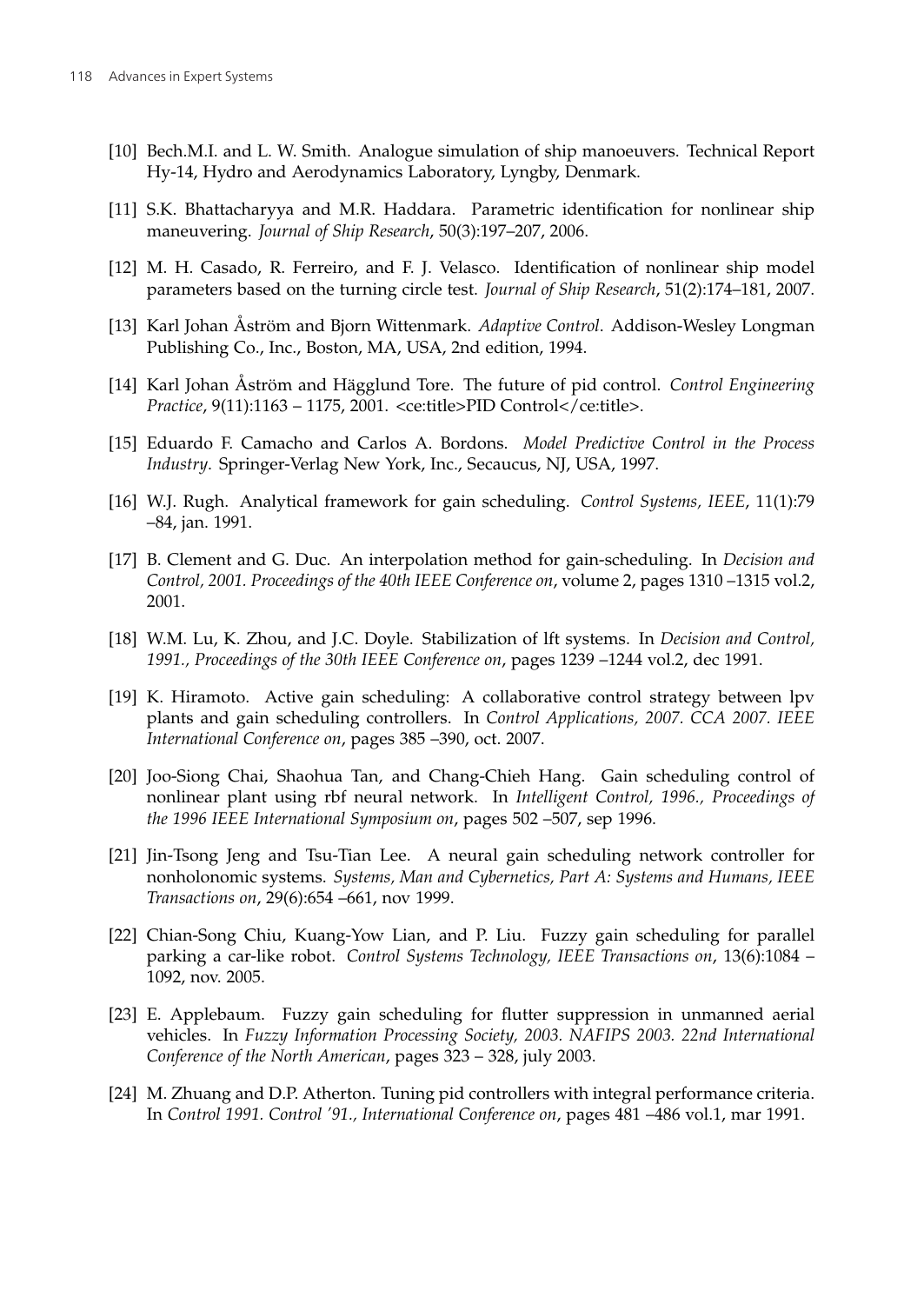[10] Bech.M.I. and L. W. Smith. Analogue simulation of ship manoeuvers. Technical Report Hy-14, Hydro and Aerodynamics Laboratory, Lyngby, Denmark.

[11] S.K. Bhattacharyya and M.R. Haddara. Parametric identification for nonlinear ship maneuvering. *Journal of Ship Research*, 50(3):197–207, 2006.

[12] M. H. Casado, R. Ferreiro, and F. J. Velasco. Identification of nonlinear ship model parameters based on the turning circle test. *Journal of Ship Research*, 51(2):174–181, 2007.

[13] Karl Johan Åström and Bjorn Wittenmark. *Adaptive Control*. Addison-Wesley Longman Publishing Co., Inc., Boston, MA, USA, 2nd edition, 1994.

[14] Karl Johan Åström and Hägglund Tore. The future of pid control. *Control Engineering Practice*, 9(11):1163 – 1175, 2001. <ce:title>PID Control</ce:title>.

[15] Eduardo F. Camacho and Carlos A. Bordons. *Model Predictive Control in the Process Industry*. Springer-Verlag New York, Inc., Secaucus, NJ, USA, 1997.

[16] W.J. Rugh. Analytical framework for gain scheduling. *Control Systems, IEEE*, 11(1):79 –84, jan. 1991.

[17] B. Clement and G. Duc. An interpolation method for gain-scheduling. In *Decision and Control, 2001. Proceedings of the 40th IEEE Conference on*, volume 2, pages 1310 –1315 vol.2, 2001.

[18] W.M. Lu, K. Zhou, and J.C. Doyle. Stabilization of lft systems. In *Decision and Control, 1991., Proceedings of the 30th IEEE Conference on*, pages 1239 –1244 vol.2, dec 1991.

[19] K. Hiramoto. Active gain scheduling: A collaborative control strategy between lpv plants and gain scheduling controllers. In *Control Applications, 2007. CCA 2007. IEEE International Conference on*, pages 385 –390, oct. 2007.

[20] Joo-Siong Chai, Shaohua Tan, and Chang-Chieh Hang. Gain scheduling control of nonlinear plant using rbf neural network. In *Intelligent Control, 1996., Proceedings of the 1996 IEEE International Symposium on*, pages 502 –507, sep 1996.

[21] Jin-Tsong Jeng and Tsu-Tian Lee. A neural gain scheduling network controller for nonholonomic systems. *Systems, Man and Cybernetics, Part A: Systems and Humans, IEEE Transactions on*, 29(6):654 –661, nov 1999.

[22] Chian-Song Chiu, Kuang-Yow Lian, and P. Liu. Fuzzy gain scheduling for parallel parking a car-like robot. *Control Systems Technology, IEEE Transactions on*, 13(6):1084 – 1092, nov. 2005.

[23] E. Applebaum. Fuzzy gain scheduling for flutter suppression in unmanned aerial vehicles. In *Fuzzy Information Processing Society, 2003. NAFIPS 2003. 22nd International Conference of the North American*, pages 323 – 328, july 2003.

[24] M. Zhuang and D.P. Atherton. Tuning pid controllers with integral performance criteria. In *Control 1991. Control '91., International Conference on*, pages 481 –486 vol.1, mar 1991.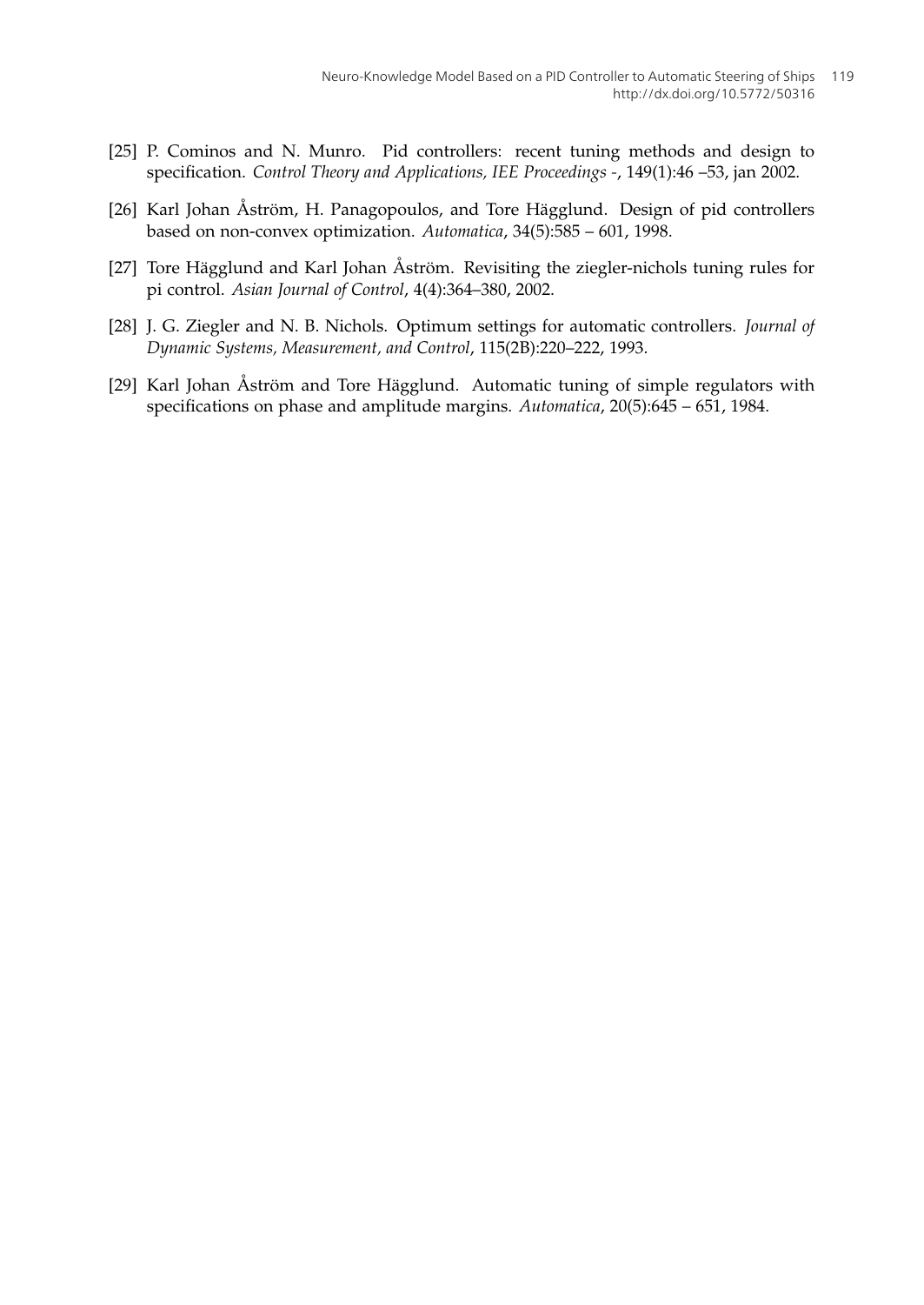[25] P. Cominos and N. Munro. Pid controllers: recent tuning methods and design to specification. *Control Theory and Applications, IEE Proceedings -*, 149(1):46 –53, jan 2002.

[26] Karl Johan Åström, H. Panagopoulos, and Tore Hägglund. Design of pid controllers based on non-convex optimization. *Automatica*, 34(5):585 – 601, 1998.

[27] Tore Hägglund and Karl Johan Åström. Revisiting the ziegler-nichols tuning rules for pi control. *Asian Journal of Control*, 4(4):364–380, 2002.

[28] J. G. Ziegler and N. B. Nichols. Optimum settings for automatic controllers. *Journal of Dynamic Systems, Measurement, and Control*, 115(2B):220–222, 1993.

[29] Karl Johan Åström and Tore Hägglund. Automatic tuning of simple regulators with specifications on phase and amplitude margins. *Automatica*, 20(5):645 – 651, 1984.